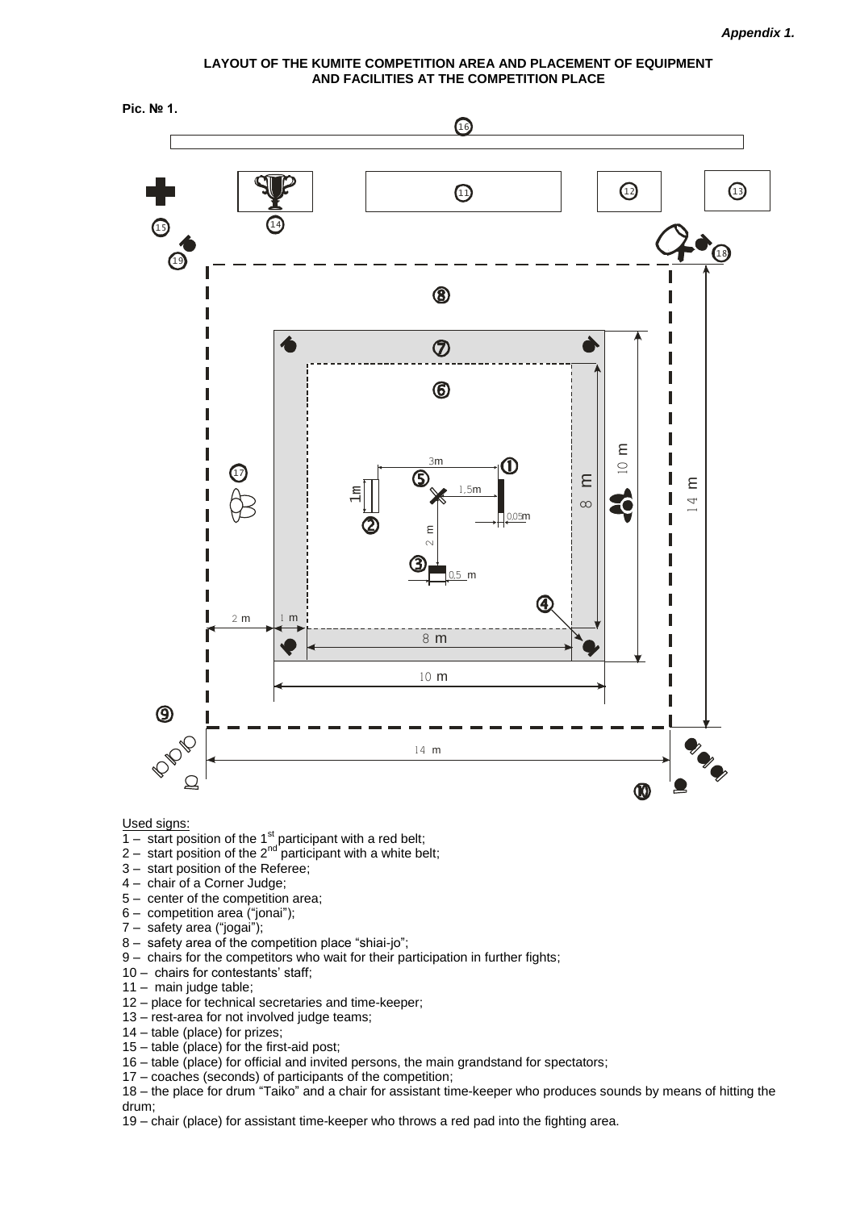*Appendix 1.*

**LAYOUT OF THE KUMITE COMPETITION AREA AND PLACEMENT OF EQUIPMENT AND FACILITIES AT THE COMPETITION PLACE**

**Pic. № 1.**

Used signs:

1 – start position of the 1st participant with a red belt;
2 – start position of the 2nd participant with a white belt;
3 – start position of the Referee;
4 – chair of a Corner Judge;
5 – center of the competition area;
6 – competition area ("jonai");
7 – safety area ("jogai");
8 – safety area of the competition place "shiai-jo";
9 – chairs for the competitors who wait for their participation in further fights;
10 – chairs for contestants' staff;
11 – main judge table;
12 – place for technical secretaries and time-keeper;
13 – rest-area for not involved judge teams;
14 – table (place) for prizes;
15 – table (place) for the first-aid post;
16 – table (place) for official and invited persons, the main grandstand for spectators;
17 – coaches (seconds) of participants of the competition;
18 – the place for drum "Taiko" and a chair for assistant time-keeper who produces sounds by means of hitting the drum;
19 – chair (place) for assistant time-keeper who throws a red pad into the fighting area.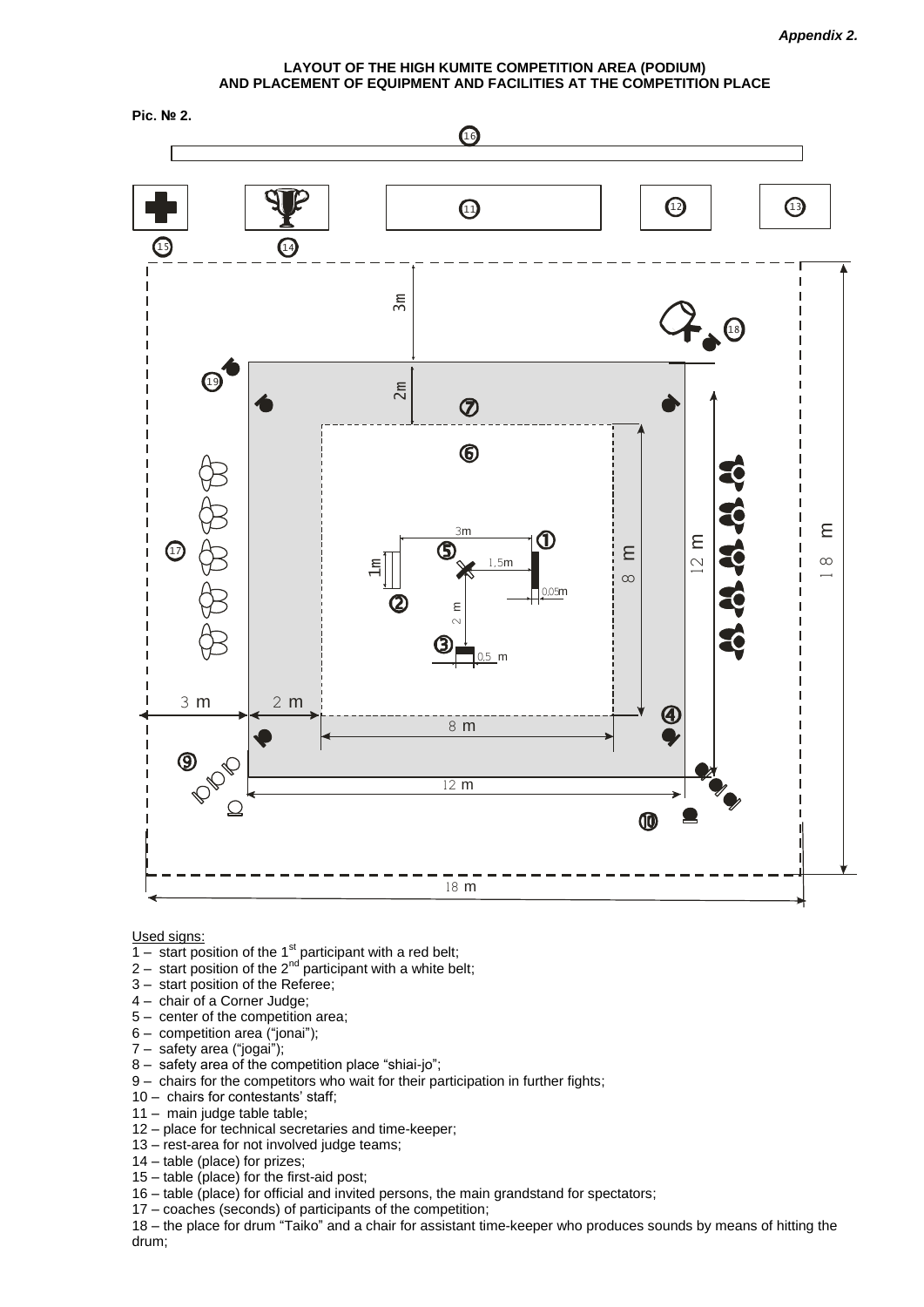*Appendix 2.*

**LAYOUT OF THE HIGH KUMITE COMPETITION AREA (PODIUM) AND PLACEMENT OF EQUIPMENT AND FACILITIES AT THE COMPETITION PLACE**

**Pic. № 2.**

Used signs:

1 – start position of the 1st participant with a red belt;
2 – start position of the 2nd participant with a white belt;
3 – start position of the Referee;
4 – chair of a Corner Judge;
5 – center of the competition area;
6 – competition area ("jonai");
7 – safety area ("jogai");
8 – safety area of the competition place "shiai-jo";
9 – chairs for the competitors who wait for their participation in further fights;
10 – chairs for contestants' staff;
11 – main judge table table;
12 – place for technical secretaries and time-keeper;
13 – rest-area for not involved judge teams;
14 – table (place) for prizes;
15 – table (place) for the first-aid post;
16 – table (place) for official and invited persons, the main grandstand for spectators;
17 – coaches (seconds) of participants of the competition;
18 – the place for drum "Taiko" and a chair for assistant time-keeper who produces sounds by means of hitting the drum;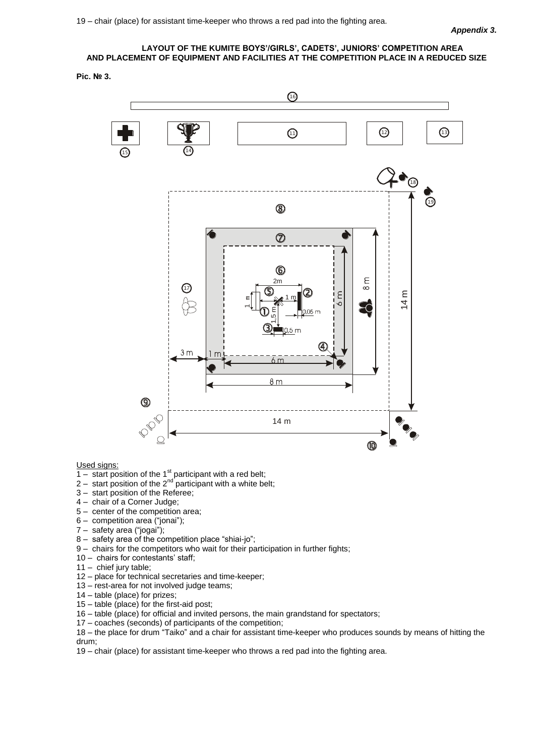19 – chair (place) for assistant time-keeper who throws a red pad into the fighting area.

***Appendix 3.***

**LAYOUT OF THE KUMITE BOYS'/GIRLS', CADETS', JUNIORS' COMPETITION AREA AND PLACEMENT OF EQUIPMENT AND FACILITIES AT THE COMPETITION PLACE IN A REDUCED SIZE**

**Pic. № 3.**

Used signs:

1 – start position of the 1[st] participant with a red belt;
2 – start position of the 2[nd] participant with a white belt;
3 – start position of the Referee;
4 – chair of a Corner Judge;
5 – center of the competition area;
6 – competition area ("jonai");
7 – safety area ("jogai");
8 – safety area of the competition place "shiai-jo";
9 – chairs for the competitors who wait for their participation in further fights;
10 – chairs for contestants' staff;
11 – chief jury table;
12 – place for technical secretaries and time-keeper;
13 – rest-area for not involved judge teams;
14 – table (place) for prizes;
15 – table (place) for the first-aid post;
16 – table (place) for official and invited persons, the main grandstand for spectators;
17 – coaches (seconds) of participants of the competition;
18 – the place for drum "Taiko" and a chair for assistant time-keeper who produces sounds by means of hitting the drum;
19 – chair (place) for assistant time-keeper who throws a red pad into the fighting area.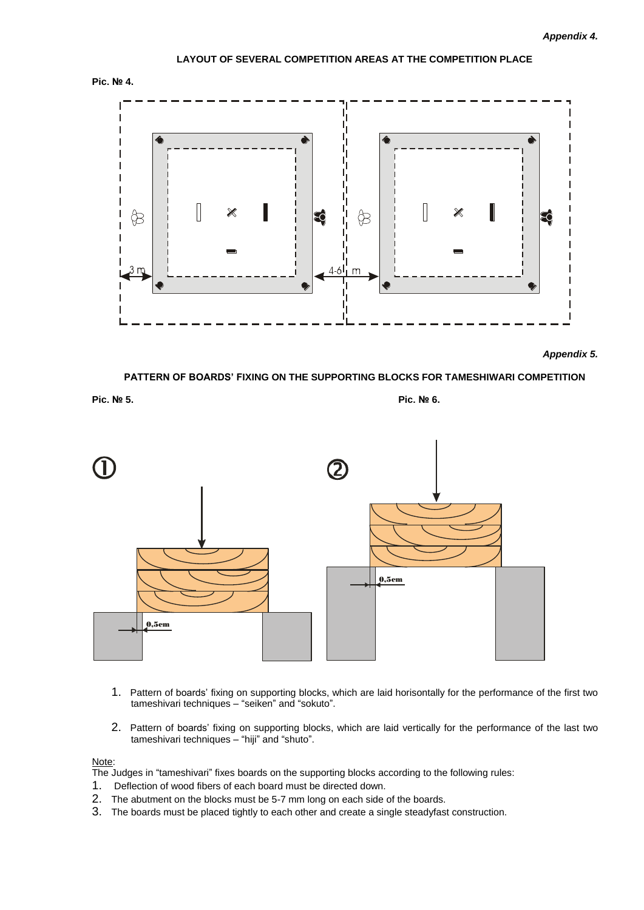*Appendix 4.*

**LAYOUT OF SEVERAL COMPETITION AREAS AT THE COMPETITION PLACE**

**Pic. № 4.**

3 m

4-6 m

*Appendix 5.*

**PATTERN OF BOARDS' FIXING ON THE SUPPORTING BLOCKS FOR TAMESHIWARI COMPETITION**

**Pic. № 5.**

**Pic. № 6.**

①

0,5cm

②

0,5cm

1. Pattern of boards' fixing on supporting blocks, which are laid horisontally for the performance of the first two tameshivari techniques – "seiken" and "sokuto".

2. Pattern of boards' fixing on supporting blocks, which are laid vertically for the performance of the last two tameshivari techniques – "hiji" and "shuto".

Note:
The Judges in "tameshivari" fixes boards on the supporting blocks according to the following rules:

1. Deflection of wood fibers of each board must be directed down.
2. The abutment on the blocks must be 5-7 mm long on each side of the boards.
3. The boards must be placed tightly to each other and create a single steadyfast construction.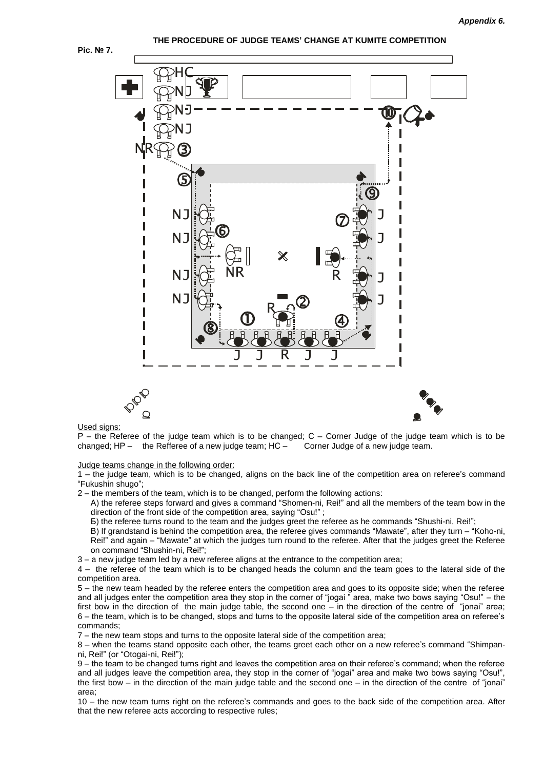*Appendix 6.*

**THE PROCEDURE OF JUDGE TEAMS' CHANGE AT KUMITE COMPETITION**

**Pic. № 7.**

Used signs:

Р – the Referee of the judge team which is to be changed; С – Corner Judge of the judge team which is to be changed; НР – the Refferee of a new judge team; НС – Corner Judge of a new judge team.

Judge teams change in the following order:

1 – the judge team, which is to be changed, aligns on the back line of the competition area on referee's command "Fukushin shugo";

2 – the members of the team, which is to be changed, perform the following actions:

А) the referee steps forward and gives a command "Shomen-ni, Rei!" and all the members of the team bow in the direction of the front side of the competition area, saying "Osu!" ;

Б) the referee turns round to the team and the judges greet the referee as he commands "Shushi-ni, Rei!";

В) If grandstand is behind the competition area, the referee gives commands "Mawate", after they turn – "Koho-ni, Rei!" and again – "Mawate" at which the judges turn round to the referee. After that the judges greet the Referee on command "Shushin-ni, Rei!";

3 – a new judge team led by a new referee aligns at the entrance to the competition area;

4 – the referee of the team which is to be changed heads the column and the team goes to the lateral side of the competition area.

5 – the new team headed by the referee enters the competition area and goes to its opposite side; when the referee and all judges enter the competition area they stop in the corner of "jogai " area, make two bows saying "Osu!" – the first bow in the direction of the main judge table, the second one – in the direction of the centre of "jonai" area;

6 – the team, which is to be changed, stops and turns to the opposite lateral side of the competition area on referee's commands;

7 – the new team stops and turns to the opposite lateral side of the competition area;

8 – when the teams stand opposite each other, the teams greet each other on a new referee's command "Shimpan-ni, Rei!" (or "Otogai-ni, Rei!");

9 – the team to be changed turns right and leaves the competition area on their referee's command; when the referee and all judges leave the competition area, they stop in the corner of "jogai" area and make two bows saying "Osu!", the first bow – in the direction of the main judge table and the second one – in the direction of the centre of "jonai" area;

10 – the new team turns right on the referee's commands and goes to the back side of the competition area. After that the new referee acts according to respective rules;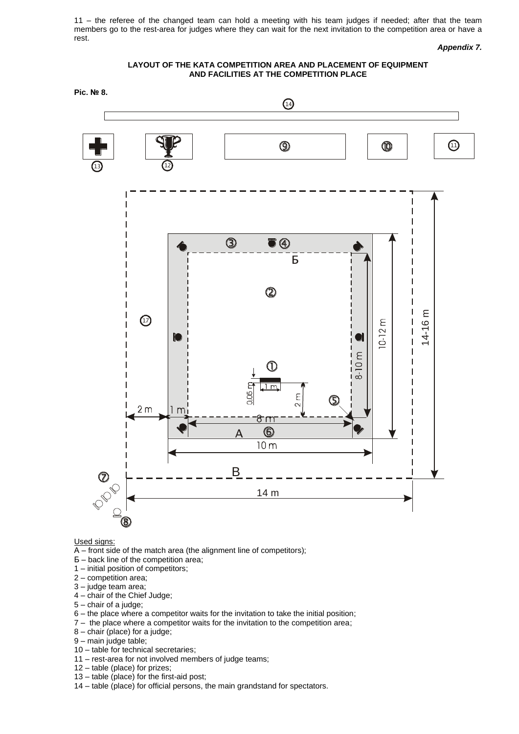11 – the referee of the changed team can hold a meeting with his team judges if needed; after that the team members go to the rest-area for judges where they can wait for the next invitation to the competition area or have a rest.

***Appendix 7.***

**LAYOUT OF THE KATA COMPETITION AREA AND PLACEMENT OF EQUIPMENT AND FACILITIES AT THE COMPETITION PLACE**

**Pic. № 8.**

14

13 12 9 10 11

3 4

Б

2

17

1

0,05 m 1 m 2 m

5

2 m 1 m 8 m

А 6

10 m

В

10-12 m 8-10 m 14-16 m

7

14 m

8

Used signs:

А – front side of the match area (the alignment line of competitors);
Б – back line of the competition area;
1 – initial position of competitors;
2 – competition area;
3 – judge team area;
4 – chair of the Chief Judge;
5 – chair of a judge;
6 – the place where a competitor waits for the invitation to take the initial position;
7 – the place where a competitor waits for the invitation to the competition area;
8 – chair (place) for a judge;
9 – main judge table;
10 – table for technical secretaries;
11 – rest-area for not involved members of judge teams;
12 – table (place) for prizes;
13 – table (place) for the first-aid post;
14 – table (place) for official persons, the main grandstand for spectators.